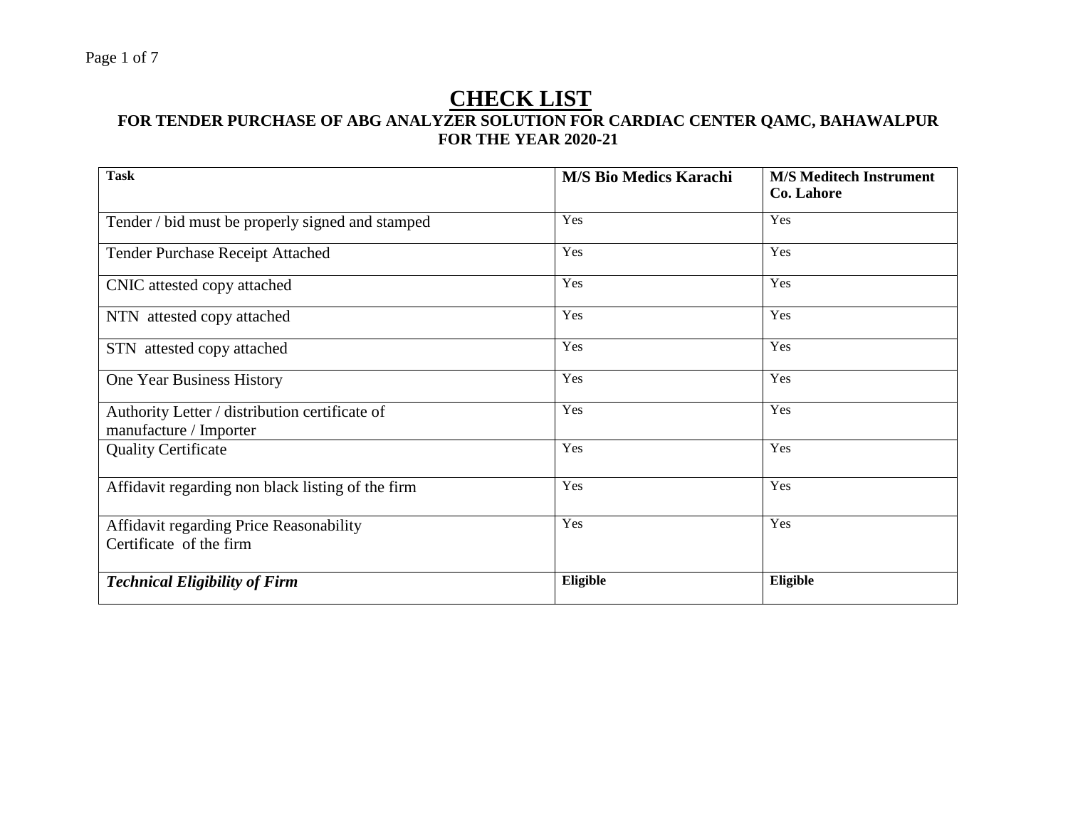# CHECK LIST

**FOR TENDER PURCHASE OF ABG ANALYZER SOLUTION FOR CARDIAC CENTER QAMC, BAHAWALPUR FOR THE YEAR 2020-21**

| **Task** | **M/S Bio Medics Karachi** | **M/S Meditech Instrument Co. Lahore** |
|---|---|---|
| Tender / bid must be properly signed and stamped | Yes | Yes |
| Tender Purchase Receipt Attached | Yes | Yes |
| CNIC attested copy attached | Yes | Yes |
| NTN attested copy attached | Yes | Yes |
| STN attested copy attached | Yes | Yes |
| One Year Business History | Yes | Yes |
| Authority Letter / distribution certificate of manufacture / Importer | Yes | Yes |
| Quality Certificate | Yes | Yes |
| Affidavit regarding non black listing of the firm | Yes | Yes |
| Affidavit regarding Price Reasonability Certificate of the firm | Yes | Yes |
| ***Technical Eligibility of Firm*** | **Eligible** | **Eligible** |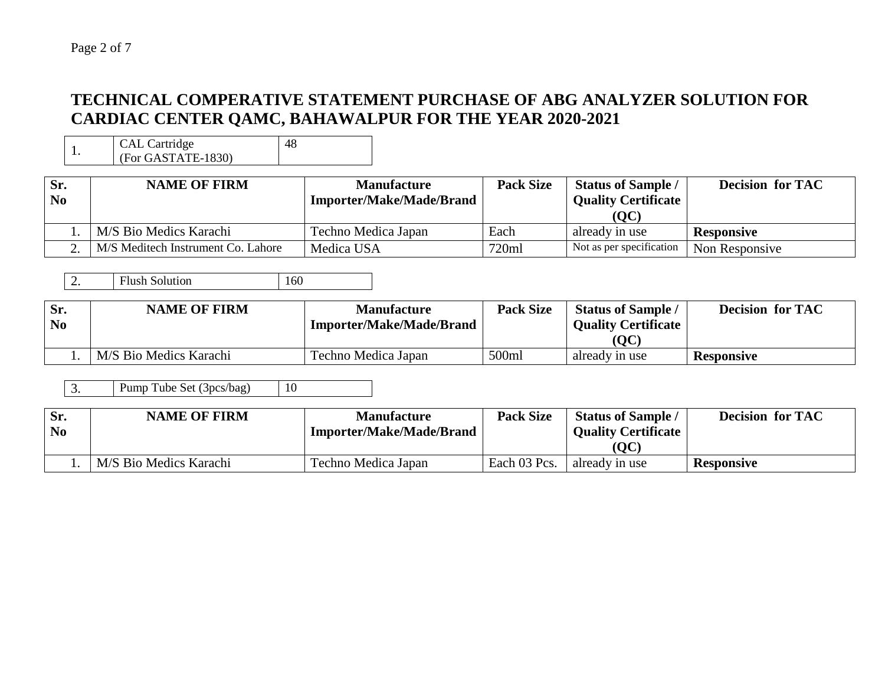# TECHNICAL COMPERATIVE STATEMENT PURCHASE OF ABG ANALYZER SOLUTION FOR CARDIAC CENTER QAMC, BAHAWALPUR FOR THE YEAR 2020-2021

| 1. | CAL Cartridge (For GASTATE-1830) | 48 |
|---|---|---|

| Sr. No | NAME OF FIRM | Manufacture Importer/Make/Made/Brand | Pack Size | Status of Sample / Quality Certificate (QC) | Decision for TAC |
|---|---|---|---|---|---|
| 1. | M/S Bio Medics Karachi | Techno Medica Japan | Each | already in use | **Responsive** |
| 2. | M/S Meditech Instrument Co. Lahore | Medica USA | 720ml | Not as per specification | Non Responsive |

| 2. | Flush Solution | 160 |
|---|---|---|

| Sr. No | NAME OF FIRM | Manufacture Importer/Make/Made/Brand | Pack Size | Status of Sample / Quality Certificate (QC) | Decision for TAC |
|---|---|---|---|---|---|
| 1. | M/S Bio Medics Karachi | Techno Medica Japan | 500ml | already in use | **Responsive** |

| 3. | Pump Tube Set (3pcs/bag) | 10 |
|---|---|---|

| Sr. No | NAME OF FIRM | Manufacture Importer/Make/Made/Brand | Pack Size | Status of Sample / Quality Certificate (QC) | Decision for TAC |
|---|---|---|---|---|---|
| 1. | M/S Bio Medics Karachi | Techno Medica Japan | Each 03 Pcs. | already in use | **Responsive** |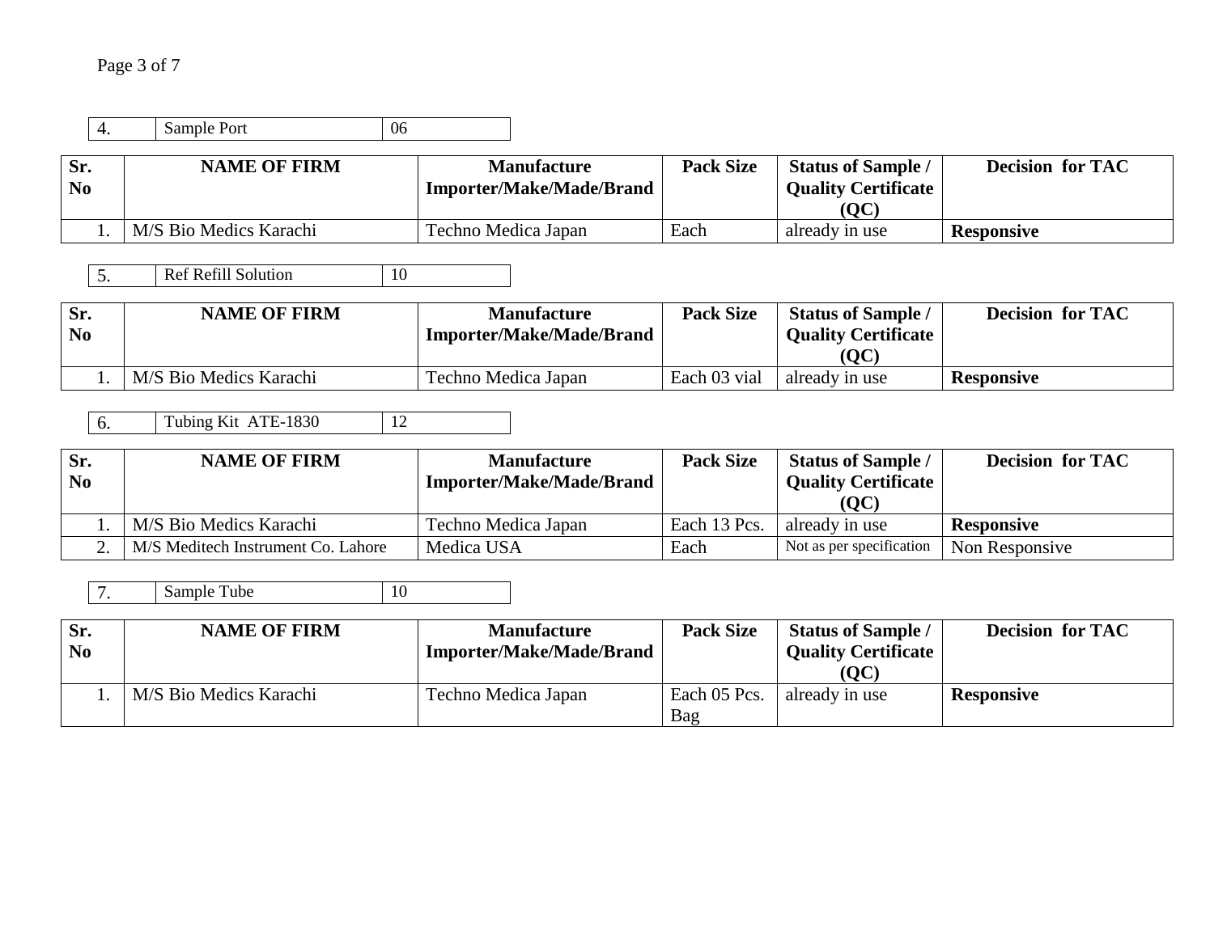| 4. | Sample Port | 06 |
|---|---|---|

| Sr. No | NAME OF FIRM | Manufacture Importer/Make/Made/Brand | Pack Size | Status of Sample / Quality Certificate (QC) | Decision for TAC |
|---|---|---|---|---|---|
| 1. | M/S Bio Medics Karachi | Techno Medica Japan | Each | already in use | **Responsive** |

| 5. | Ref Refill Solution | 10 |
|---|---|---|

| Sr. No | NAME OF FIRM | Manufacture Importer/Make/Made/Brand | Pack Size | Status of Sample / Quality Certificate (QC) | Decision for TAC |
|---|---|---|---|---|---|
| 1. | M/S Bio Medics Karachi | Techno Medica Japan | Each 03 vial | already in use | **Responsive** |

| 6. | Tubing Kit ATE-1830 | 12 |
|---|---|---|

| Sr. No | NAME OF FIRM | Manufacture Importer/Make/Made/Brand | Pack Size | Status of Sample / Quality Certificate (QC) | Decision for TAC |
|---|---|---|---|---|---|
| 1. | M/S Bio Medics Karachi | Techno Medica Japan | Each 13 Pcs. | already in use | **Responsive** |
| 2. | M/S Meditech Instrument Co. Lahore | Medica USA | Each | Not as per specification | Non Responsive |

| 7. | Sample Tube | 10 |
|---|---|---|

| Sr. No | NAME OF FIRM | Manufacture Importer/Make/Made/Brand | Pack Size | Status of Sample / Quality Certificate (QC) | Decision for TAC |
|---|---|---|---|---|---|
| 1. | M/S Bio Medics Karachi | Techno Medica Japan | Each 05 Pcs. Bag | already in use | **Responsive** |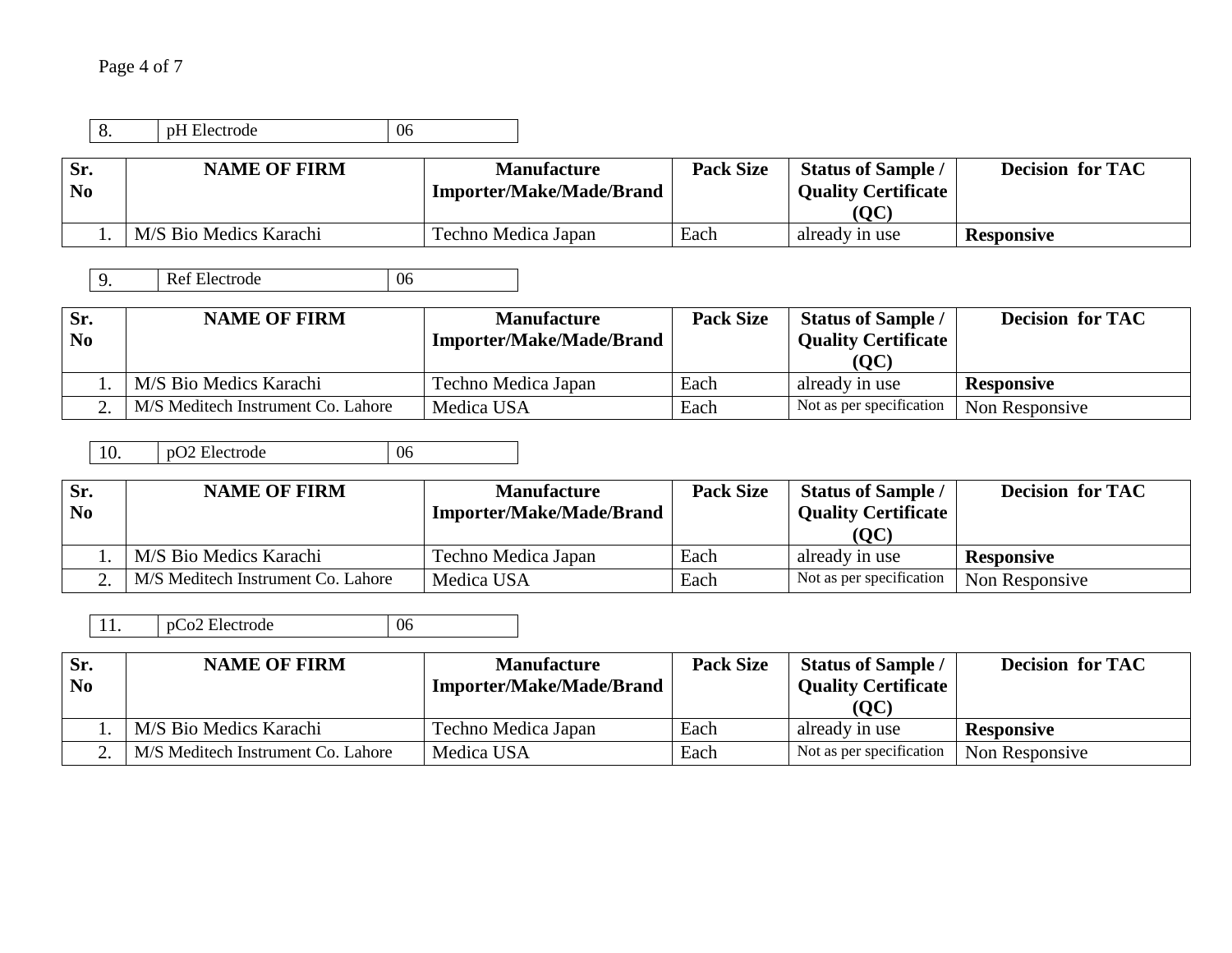| 8. | pH Electrode | 06 |
|---|---|---|

| Sr. No | NAME OF FIRM | Manufacture Importer/Make/Made/Brand | Pack Size | Status of Sample / Quality Certificate (QC) | Decision for TAC |
|---|---|---|---|---|---|
| 1. | M/S Bio Medics Karachi | Techno Medica Japan | Each | already in use | **Responsive** |

| 9. | Ref Electrode | 06 |
|---|---|---|

| Sr. No | NAME OF FIRM | Manufacture Importer/Make/Made/Brand | Pack Size | Status of Sample / Quality Certificate (QC) | Decision for TAC |
|---|---|---|---|---|---|
| 1. | M/S Bio Medics Karachi | Techno Medica Japan | Each | already in use | **Responsive** |
| 2. | M/S Meditech Instrument Co. Lahore | Medica USA | Each | Not as per specification | Non Responsive |

| 10. | pO2 Electrode | 06 |
|---|---|---|

| Sr. No | NAME OF FIRM | Manufacture Importer/Make/Made/Brand | Pack Size | Status of Sample / Quality Certificate (QC) | Decision for TAC |
|---|---|---|---|---|---|
| 1. | M/S Bio Medics Karachi | Techno Medica Japan | Each | already in use | **Responsive** |
| 2. | M/S Meditech Instrument Co. Lahore | Medica USA | Each | Not as per specification | Non Responsive |

| 11. | pCo2 Electrode | 06 |
|---|---|---|

| Sr. No | NAME OF FIRM | Manufacture Importer/Make/Made/Brand | Pack Size | Status of Sample / Quality Certificate (QC) | Decision for TAC |
|---|---|---|---|---|---|
| 1. | M/S Bio Medics Karachi | Techno Medica Japan | Each | already in use | **Responsive** |
| 2. | M/S Meditech Instrument Co. Lahore | Medica USA | Each | Not as per specification | Non Responsive |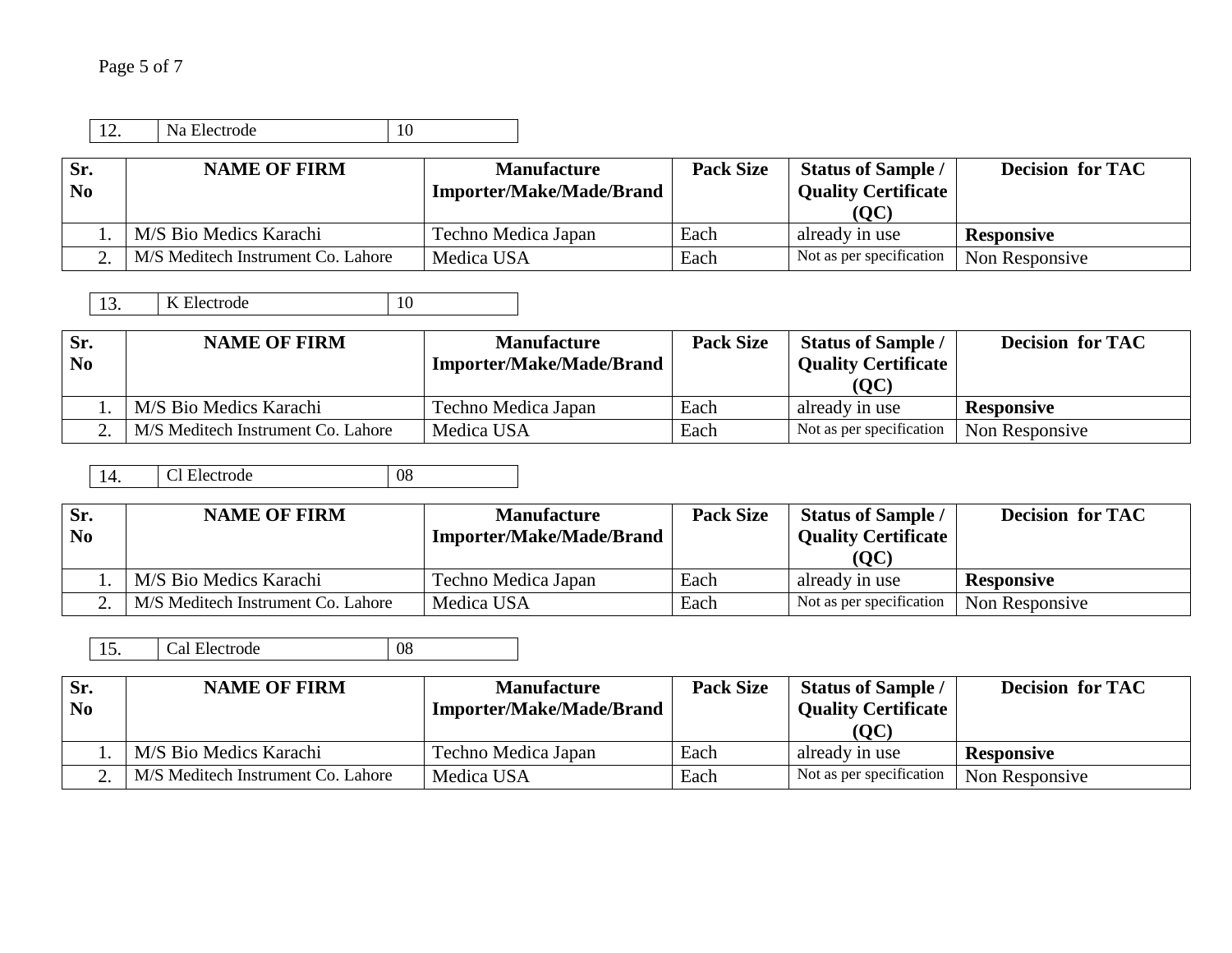| 12. | Na Electrode | 10 |
|---|---|---|

| Sr. No | NAME OF FIRM | Manufacture Importer/Make/Made/Brand | Pack Size | Status of Sample / Quality Certificate (QC) | Decision for TAC |
|---|---|---|---|---|---|
| 1. | M/S Bio Medics Karachi | Techno Medica Japan | Each | already in use | **Responsive** |
| 2. | M/S Meditech Instrument Co. Lahore | Medica USA | Each | Not as per specification | Non Responsive |

| 13. | K Electrode | 10 |
|---|---|---|

| Sr. No | NAME OF FIRM | Manufacture Importer/Make/Made/Brand | Pack Size | Status of Sample / Quality Certificate (QC) | Decision for TAC |
|---|---|---|---|---|---|
| 1. | M/S Bio Medics Karachi | Techno Medica Japan | Each | already in use | **Responsive** |
| 2. | M/S Meditech Instrument Co. Lahore | Medica USA | Each | Not as per specification | Non Responsive |

| 14. | Cl Electrode | 08 |
|---|---|---|

| Sr. No | NAME OF FIRM | Manufacture Importer/Make/Made/Brand | Pack Size | Status of Sample / Quality Certificate (QC) | Decision for TAC |
|---|---|---|---|---|---|
| 1. | M/S Bio Medics Karachi | Techno Medica Japan | Each | already in use | **Responsive** |
| 2. | M/S Meditech Instrument Co. Lahore | Medica USA | Each | Not as per specification | Non Responsive |

| 15. | Cal Electrode | 08 |
|---|---|---|

| Sr. No | NAME OF FIRM | Manufacture Importer/Make/Made/Brand | Pack Size | Status of Sample / Quality Certificate (QC) | Decision for TAC |
|---|---|---|---|---|---|
| 1. | M/S Bio Medics Karachi | Techno Medica Japan | Each | already in use | **Responsive** |
| 2. | M/S Meditech Instrument Co. Lahore | Medica USA | Each | Not as per specification | Non Responsive |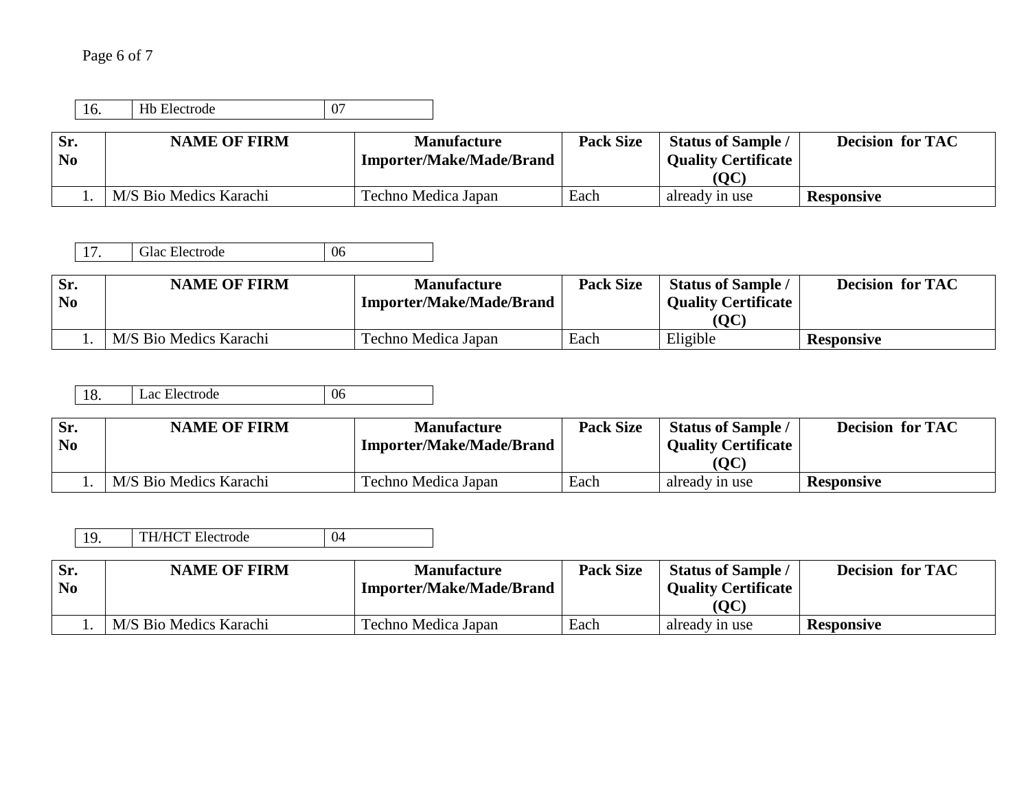| 16. | Hb Electrode | 07 |
|---|---|---|

| Sr. No | NAME OF FIRM | Manufacture Importer/Make/Made/Brand | Pack Size | Status of Sample / Quality Certificate (QC) | Decision for TAC |
|---|---|---|---|---|---|
| 1. | M/S Bio Medics Karachi | Techno Medica Japan | Each | already in use | **Responsive** |

| 17. | Glac Electrode | 06 |
|---|---|---|

| Sr. No | NAME OF FIRM | Manufacture Importer/Make/Made/Brand | Pack Size | Status of Sample / Quality Certificate (QC) | Decision for TAC |
|---|---|---|---|---|---|
| 1. | M/S Bio Medics Karachi | Techno Medica Japan | Each | Eligible | **Responsive** |

| 18. | Lac Electrode | 06 |
|---|---|---|

| Sr. No | NAME OF FIRM | Manufacture Importer/Make/Made/Brand | Pack Size | Status of Sample / Quality Certificate (QC) | Decision for TAC |
|---|---|---|---|---|---|
| 1. | M/S Bio Medics Karachi | Techno Medica Japan | Each | already in use | **Responsive** |

| 19. | TH/HCT Electrode | 04 |
|---|---|---|

| Sr. No | NAME OF FIRM | Manufacture Importer/Make/Made/Brand | Pack Size | Status of Sample / Quality Certificate (QC) | Decision for TAC |
|---|---|---|---|---|---|
| 1. | M/S Bio Medics Karachi | Techno Medica Japan | Each | already in use | **Responsive** |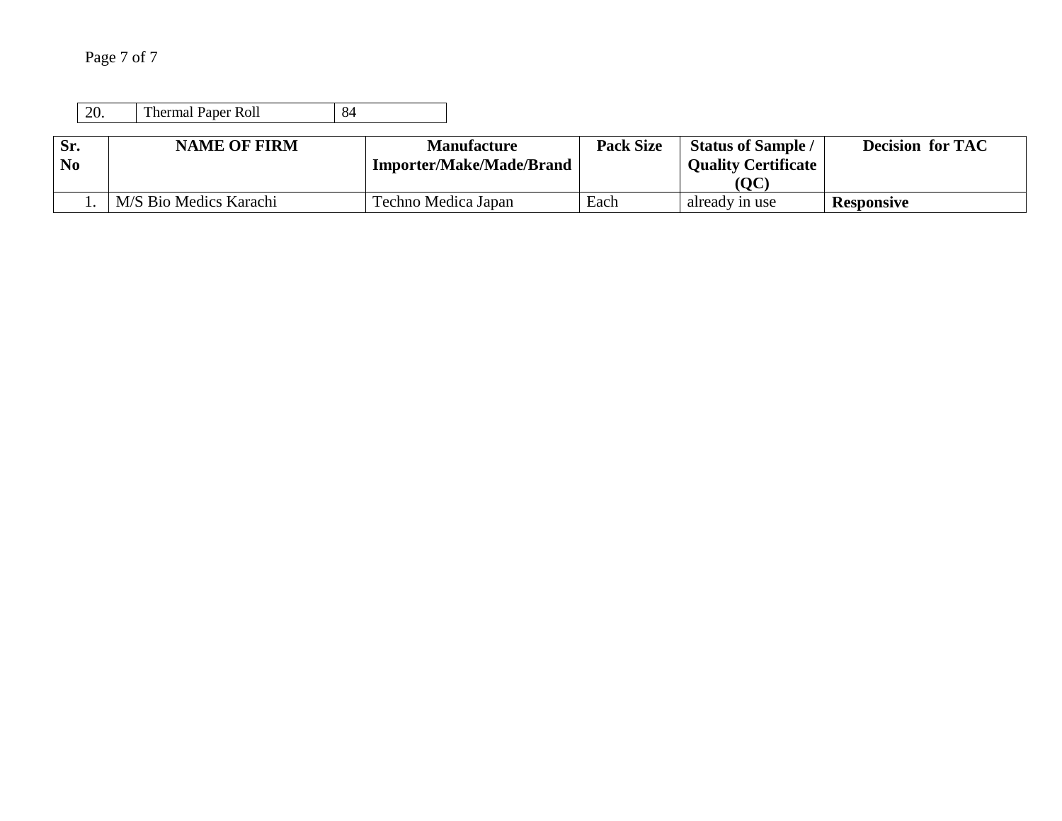| | | |
|---|---|---|
| 20. | Thermal Paper Roll | 84 |

| Sr. No | NAME OF FIRM | Manufacture Importer/Make/Made/Brand | Pack Size | Status of Sample / Quality Certificate (QC) | Decision for TAC |
|---|---|---|---|---|---|
| 1. | M/S Bio Medics Karachi | Techno Medica Japan | Each | already in use | **Responsive** |